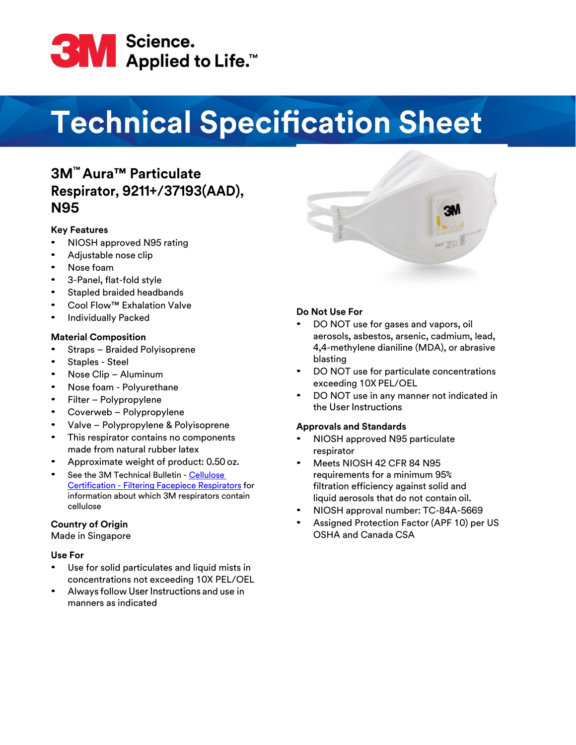# Technical Specification Sheet

## 3M™ Aura™ Particulate Respirator, 9211+/37193(AAD), N95

### Key Features

- NIOSH approved N95 rating
- Adjustable nose clip
- Nose foam
- 3-Panel, flat-fold style
- Stapled braided headbands
- Cool Flow™ Exhalation Valve
- Individually Packed

### Material Composition

- Straps – Braided Polyisoprene
- Staples - Steel
- Nose Clip – Aluminum
- Nose foam - Polyurethane
- Filter – Polypropylene
- Coverweb – Polypropylene
- Valve – Polypropylene & Polyisoprene
- This respirator contains no components made from natural rubber latex
- Approximate weight of product: 0.50 oz.
- See the 3M Technical Bulletin - Cellulose Certification - Filtering Facepiece Respirators for information about which 3M respirators contain cellulose

### Country of Origin

Made in Singapore

### Use For

- Use for solid particulates and liquid mists in concentrations not exceeding 10X PEL/OEL
- Always follow User Instructions and use in manners as indicated

### Do Not Use For

- DO NOT use for gases and vapors, oil aerosols, asbestos, arsenic, cadmium, lead, 4,4-methylene dianiline (MDA), or abrasive blasting
- DO NOT use for particulate concentrations exceeding 10X PEL/OEL
- DO NOT use in any manner not indicated in the User Instructions

### Approvals and Standards

- NIOSH approved N95 particulate respirator
- Meets NIOSH 42 CFR 84 N95 requirements for a minimum 95% filtration efficiency against solid and liquid aerosols that do not contain oil.
- NIOSH approval number: TC-84A-5669
- Assigned Protection Factor (APF 10) per US OSHA and Canada CSA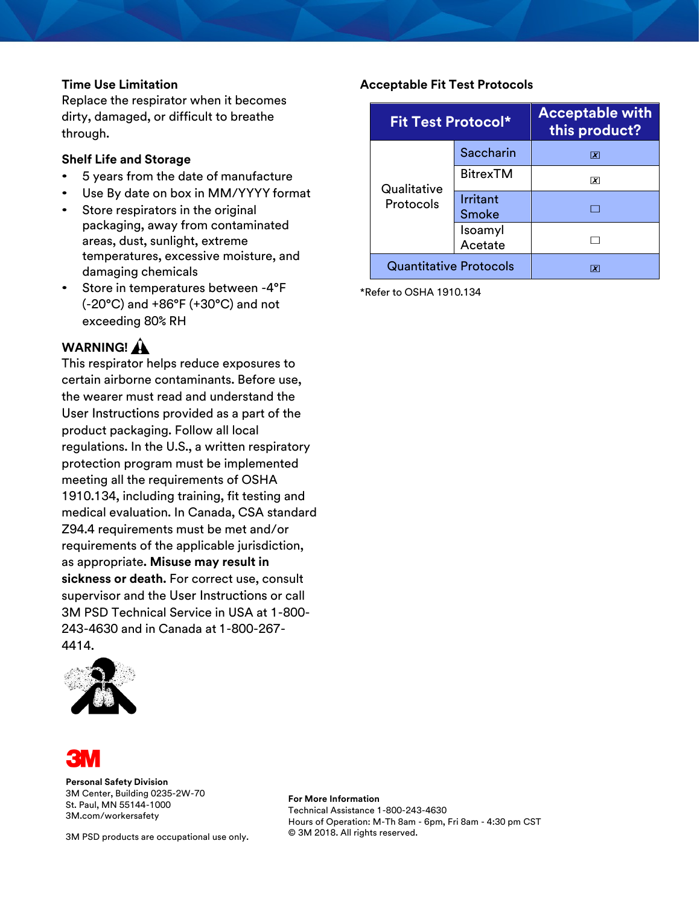### Time Use Limitation

Replace the respirator when it becomes dirty, damaged, or difficult to breathe through.

### Shelf Life and Storage

- 5 years from the date of manufacture
- Use By date on box in MM/YYYY format
- Store respirators in the original packaging, away from contaminated areas, dust, sunlight, extreme temperatures, excessive moisture, and damaging chemicals
- Store in temperatures between -4°F (-20°C) and +86°F (+30°C) and not exceeding 80% RH

### WARNING!

This respirator helps reduce exposures to certain airborne contaminants. Before use, the wearer must read and understand the User Instructions provided as a part of the product packaging. Follow all local regulations. In the U.S., a written respiratory protection program must be implemented meeting all the requirements of OSHA 1910.134, including training, fit testing and medical evaluation. In Canada, CSA standard Z94.4 requirements must be met and/or requirements of the applicable jurisdiction, as appropriate. **Misuse may result in sickness or death.** For correct use, consult supervisor and the User Instructions or call 3M PSD Technical Service in USA at 1-800-243-4630 and in Canada at 1-800-267-4414.

### Acceptable Fit Test Protocols

| Fit Test Protocol* | | Acceptable with this product? |
|---|---|---|
| Qualitative Protocols | Saccharin | ☒ |
| | BitrexTM | ☒ |
| | Irritant Smoke | ☐ |
| | Isoamyl Acetate | ☐ |
| Quantitative Protocols | | ☒ |

*Refer to OSHA 1910.134

3M

**Personal Safety Division**
3M Center, Building 0235-2W-70
St. Paul, MN 55144-1000
3M.com/workersafety

3M PSD products are occupational use only.

**For More Information**
Technical Assistance 1-800-243-4630
Hours of Operation: M-Th 8am - 6pm, Fri 8am - 4:30 pm CST
© 3M 2018. All rights reserved.